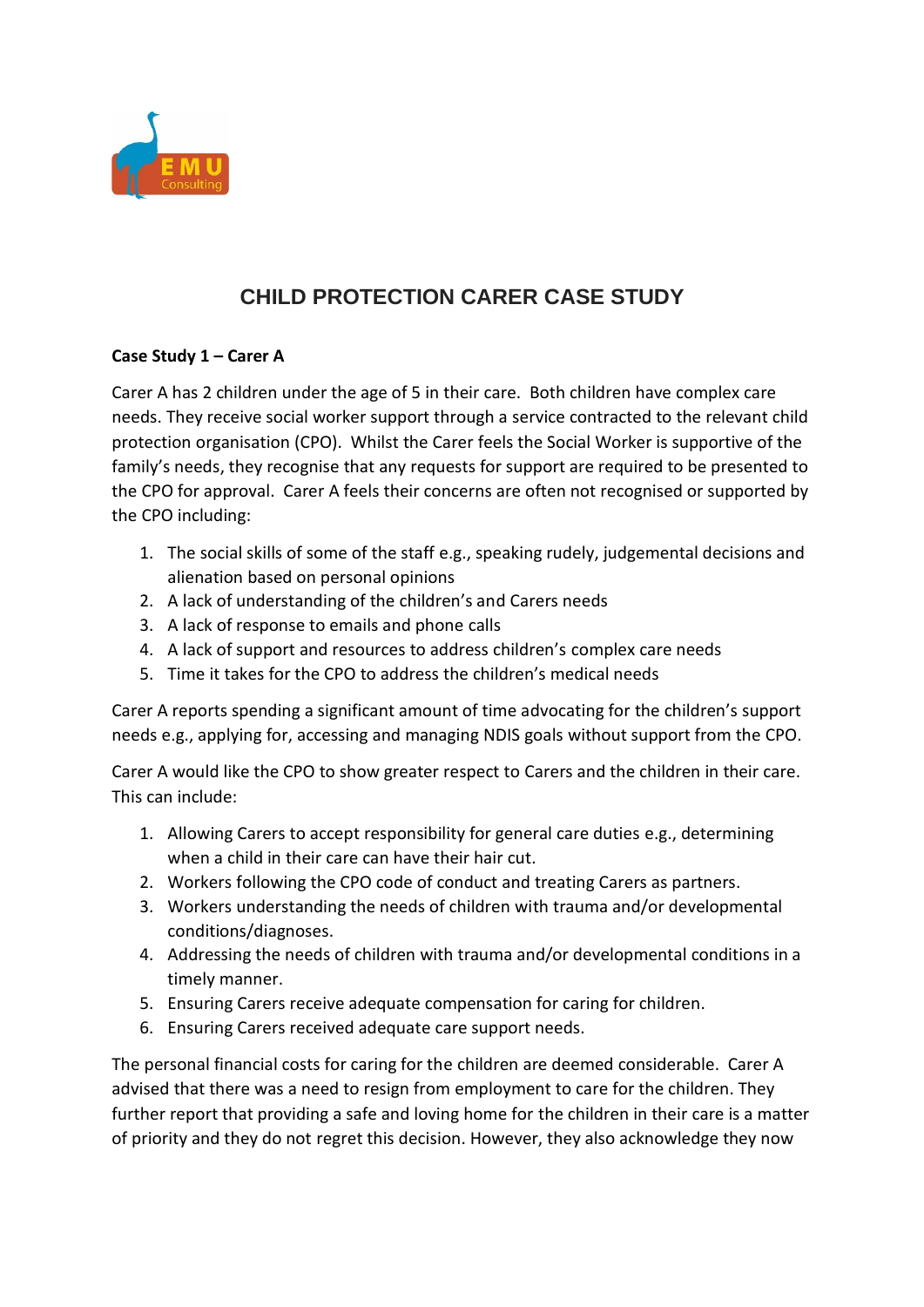# CHILD PROTECTION CARER CASE STUDY

**Case Study 1 – Carer A**

Carer A has 2 children under the age of 5 in their care. Both children have complex care needs. They receive social worker support through a service contracted to the relevant child protection organisation (CPO). Whilst the Carer feels the Social Worker is supportive of the family's needs, they recognise that any requests for support are required to be presented to the CPO for approval. Carer A feels their concerns are often not recognised or supported by the CPO including:

1. The social skills of some of the staff e.g., speaking rudely, judgemental decisions and alienation based on personal opinions
2. A lack of understanding of the children's and Carers needs
3. A lack of response to emails and phone calls
4. A lack of support and resources to address children's complex care needs
5. Time it takes for the CPO to address the children's medical needs

Carer A reports spending a significant amount of time advocating for the children's support needs e.g., applying for, accessing and managing NDIS goals without support from the CPO.

Carer A would like the CPO to show greater respect to Carers and the children in their care. This can include:

1. Allowing Carers to accept responsibility for general care duties e.g., determining when a child in their care can have their hair cut.
2. Workers following the CPO code of conduct and treating Carers as partners.
3. Workers understanding the needs of children with trauma and/or developmental conditions/diagnoses.
4. Addressing the needs of children with trauma and/or developmental conditions in a timely manner.
5. Ensuring Carers receive adequate compensation for caring for children.
6. Ensuring Carers received adequate care support needs.

The personal financial costs for caring for the children are deemed considerable. Carer A advised that there was a need to resign from employment to care for the children. They further report that providing a safe and loving home for the children in their care is a matter of priority and they do not regret this decision. However, they also acknowledge they now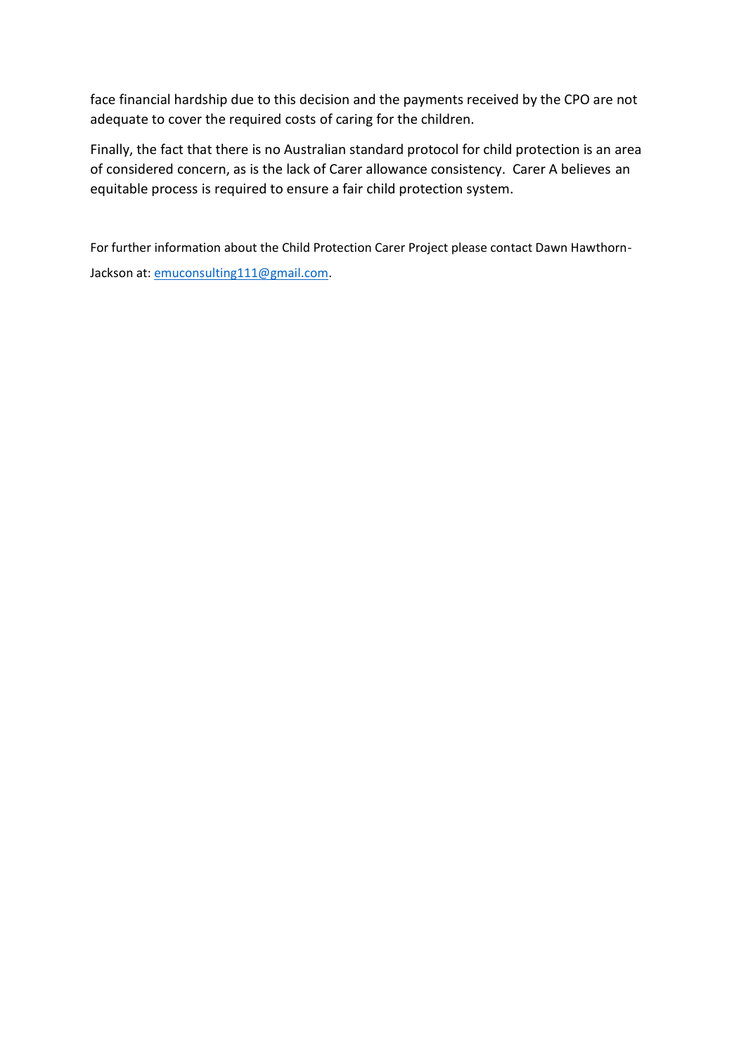face financial hardship due to this decision and the payments received by the CPO are not adequate to cover the required costs of caring for the children.

Finally, the fact that there is no Australian standard protocol for child protection is an area of considered concern, as is the lack of Carer allowance consistency. Carer A believes an equitable process is required to ensure a fair child protection system.

For further information about the Child Protection Carer Project please contact Dawn Hawthorn-Jackson at: emuconsulting111@gmail.com.